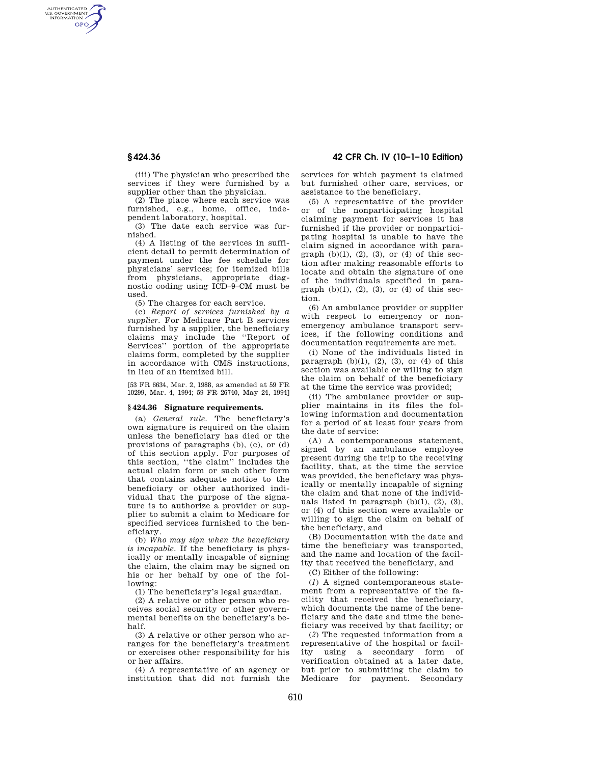(iii) The physician who prescribed the services if they were furnished by a supplier other than the physician.

(2) The place where each service was furnished, e.g., home, office, independent laboratory, hospital.

(3) The date each service was furnished.

(4) A listing of the services in sufficient detail to permit determination of payment under the fee schedule for physicians' services; for itemized bills from physicians, appropriate diagnostic coding using ICD–9–CM must be used.

(5) The charges for each service.

(c) *Report of services furnished by a supplier.* For Medicare Part B services furnished by a supplier, the beneficiary claims may include the "Report of Services" portion of the appropriate claims form, completed by the supplier in accordance with CMS instructions, in lieu of an itemized bill.

[53 FR 6634, Mar. 2, 1988, as amended at 59 FR 10299, Mar. 4, 1994; 59 FR 26740, May 24, 1994]

## § 424.36 Signature requirements.

(a) *General rule.* The beneficiary's own signature is required on the claim unless the beneficiary has died or the provisions of paragraphs (b), (c), or (d) of this section apply. For purposes of this section, "the claim" includes the actual claim form or such other form that contains adequate notice to the beneficiary or other authorized individual that the purpose of the signature is to authorize a provider or supplier to submit a claim to Medicare for specified services furnished to the beneficiary.

(b) *Who may sign when the beneficiary is incapable.* If the beneficiary is physically or mentally incapable of signing the claim, the claim may be signed on his or her behalf by one of the following:

(1) The beneficiary's legal guardian.

(2) A relative or other person who receives social security or other governmental benefits on the beneficiary's behalf.

(3) A relative or other person who arranges for the beneficiary's treatment or exercises other responsibility for his or her affairs.

(4) A representative of an agency or institution that did not furnish the services for which payment is claimed but furnished other care, services, or assistance to the beneficiary.

(5) A representative of the provider or of the nonparticipating hospital claiming payment for services it has furnished if the provider or nonparticipating hospital is unable to have the claim signed in accordance with paragraph (b)(1), (2), (3), or (4) of this section after making reasonable efforts to locate and obtain the signature of one of the individuals specified in paragraph (b)(1), (2), (3), or (4) of this section.

(6) An ambulance provider or supplier with respect to emergency or nonemergency ambulance transport services, if the following conditions and documentation requirements are met.

(i) None of the individuals listed in paragraph (b)(1), (2), (3), or (4) of this section was available or willing to sign the claim on behalf of the beneficiary at the time the service was provided;

(ii) The ambulance provider or supplier maintains in its files the following information and documentation for a period of at least four years from the date of service:

(A) A contemporaneous statement, signed by an ambulance employee present during the trip to the receiving facility, that, at the time the service was provided, the beneficiary was physically or mentally incapable of signing the claim and that none of the individuals listed in paragraph (b)(1), (2), (3), or (4) of this section were available or willing to sign the claim on behalf of the beneficiary, and

(B) Documentation with the date and time the beneficiary was transported, and the name and location of the facility that received the beneficiary, and

(C) Either of the following:

(*1*) A signed contemporaneous statement from a representative of the facility that received the beneficiary, which documents the name of the beneficiary and the date and time the beneficiary was received by that facility; or

(*2*) The requested information from a representative of the hospital or facility using a secondary form of verification obtained at a later date, but prior to submitting the claim to Medicare for payment. Secondary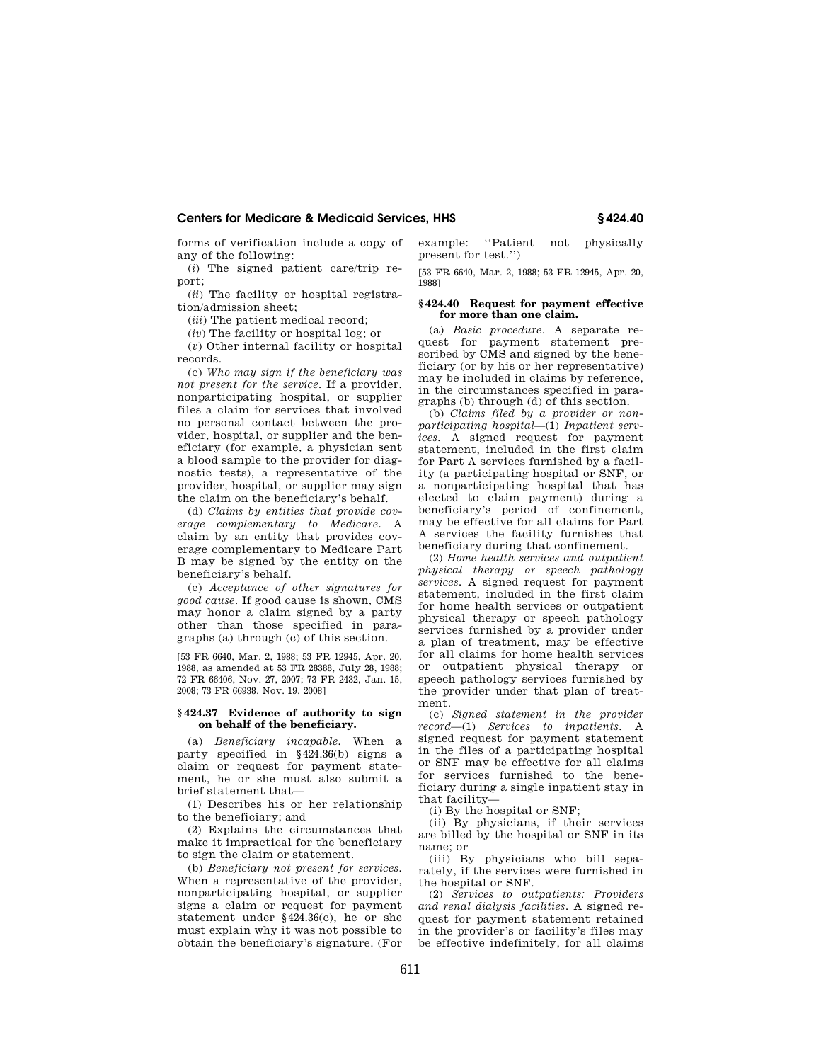forms of verification include a copy of any of the following:

(*i*) The signed patient care/trip report;

(*ii*) The facility or hospital registration/admission sheet;

(*iii*) The patient medical record;

(*iv*) The facility or hospital log; or

(*v*) Other internal facility or hospital records.

(c) *Who may sign if the beneficiary was not present for the service.* If a provider, nonparticipating hospital, or supplier files a claim for services that involved no personal contact between the provider, hospital, or supplier and the beneficiary (for example, a physician sent a blood sample to the provider for diagnostic tests), a representative of the provider, hospital, or supplier may sign the claim on the beneficiary's behalf.

(d) *Claims by entities that provide coverage complementary to Medicare.* A claim by an entity that provides coverage complementary to Medicare Part B may be signed by the entity on the beneficiary's behalf.

(e) *Acceptance of other signatures for good cause.* If good cause is shown, CMS may honor a claim signed by a party other than those specified in paragraphs (a) through (c) of this section.

[53 FR 6640, Mar. 2, 1988; 53 FR 12945, Apr. 20, 1988, as amended at 53 FR 28388, July 28, 1988; 72 FR 66406, Nov. 27, 2007; 73 FR 2432, Jan. 15, 2008; 73 FR 66938, Nov. 19, 2008]

### § 424.37 Evidence of authority to sign on behalf of the beneficiary.

(a) *Beneficiary incapable.* When a party specified in § 424.36(b) signs a claim or request for payment statement, he or she must also submit a brief statement that—

(1) Describes his or her relationship to the beneficiary; and

(2) Explains the circumstances that make it impractical for the beneficiary to sign the claim or statement.

(b) *Beneficiary not present for services.* When a representative of the provider, nonparticipating hospital, or supplier signs a claim or request for payment statement under § 424.36(c), he or she must explain why it was not possible to obtain the beneficiary's signature. (For example: ''Patient not physically present for test.'')

[53 FR 6640, Mar. 2, 1988; 53 FR 12945, Apr. 20, 1988]

### § 424.40 Request for payment effective for more than one claim.

(a) *Basic procedure.* A separate request for payment statement prescribed by CMS and signed by the beneficiary (or by his or her representative) may be included in claims by reference, in the circumstances specified in paragraphs (b) through (d) of this section.

(b) *Claims filed by a provider or nonparticipating hospital*—(1) *Inpatient services.* A signed request for payment statement, included in the first claim for Part A services furnished by a facility (a participating hospital or SNF, or a nonparticipating hospital that has elected to claim payment) during a beneficiary's period of confinement, may be effective for all claims for Part A services the facility furnishes that beneficiary during that confinement.

(2) *Home health services and outpatient physical therapy or speech pathology services.* A signed request for payment statement, included in the first claim for home health services or outpatient physical therapy or speech pathology services furnished by a provider under a plan of treatment, may be effective for all claims for home health services or outpatient physical therapy or speech pathology services furnished by the provider under that plan of treatment.

(c) *Signed statement in the provider record*—(1) *Services to inpatients.* A signed request for payment statement in the files of a participating hospital or SNF may be effective for all claims for services furnished to the beneficiary during a single inpatient stay in that facility—

(i) By the hospital or SNF;

(ii) By physicians, if their services are billed by the hospital or SNF in its name; or

(iii) By physicians who bill separately, if the services were furnished in the hospital or SNF.

(2) *Services to outpatients: Providers and renal dialysis facilities.* A signed request for payment statement retained in the provider's or facility's files may be effective indefinitely, for all claims